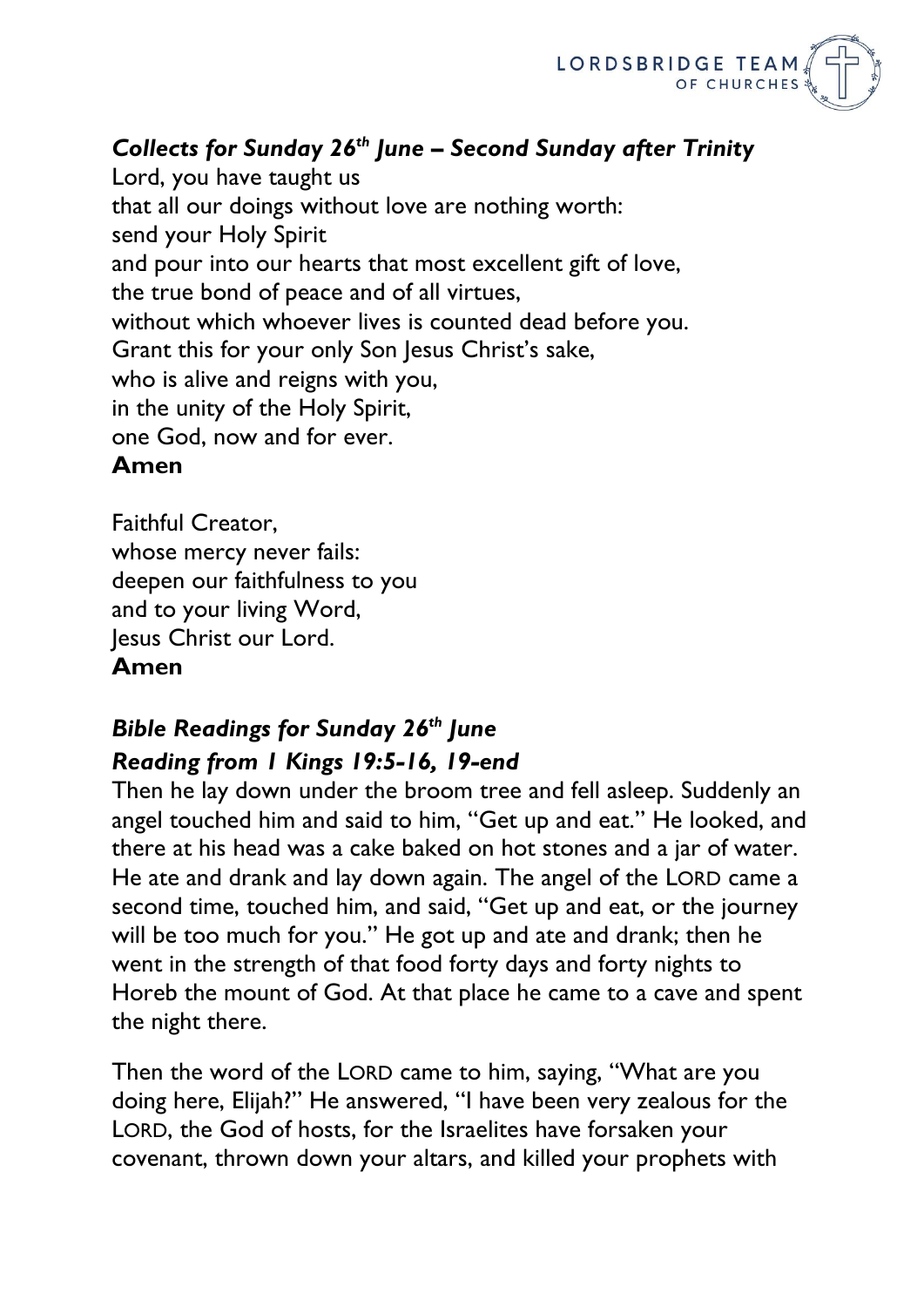### *Collects for Sunday 26th June – Second Sunday after Trinity*

Lord, you have taught us
that all our doings without love are nothing worth:
send your Holy Spirit
and pour into our hearts that most excellent gift of love,
the true bond of peace and of all virtues,
without which whoever lives is counted dead before you.
Grant this for your only Son Jesus Christ's sake,
who is alive and reigns with you,
in the unity of the Holy Spirit,
one God, now and for ever.
**Amen**

Faithful Creator,
whose mercy never fails:
deepen our faithfulness to you
and to your living Word,
Jesus Christ our Lord.
**Amen**

### *Bible Readings for Sunday 26th June*

### *Reading from 1 Kings 19:5-16, 19-end*

Then he lay down under the broom tree and fell asleep. Suddenly an angel touched him and said to him, "Get up and eat." He looked, and there at his head was a cake baked on hot stones and a jar of water. He ate and drank and lay down again. The angel of the LORD came a second time, touched him, and said, "Get up and eat, or the journey will be too much for you." He got up and ate and drank; then he went in the strength of that food forty days and forty nights to Horeb the mount of God. At that place he came to a cave and spent the night there.

Then the word of the LORD came to him, saying, "What are you doing here, Elijah?" He answered, "I have been very zealous for the LORD, the God of hosts, for the Israelites have forsaken your covenant, thrown down your altars, and killed your prophets with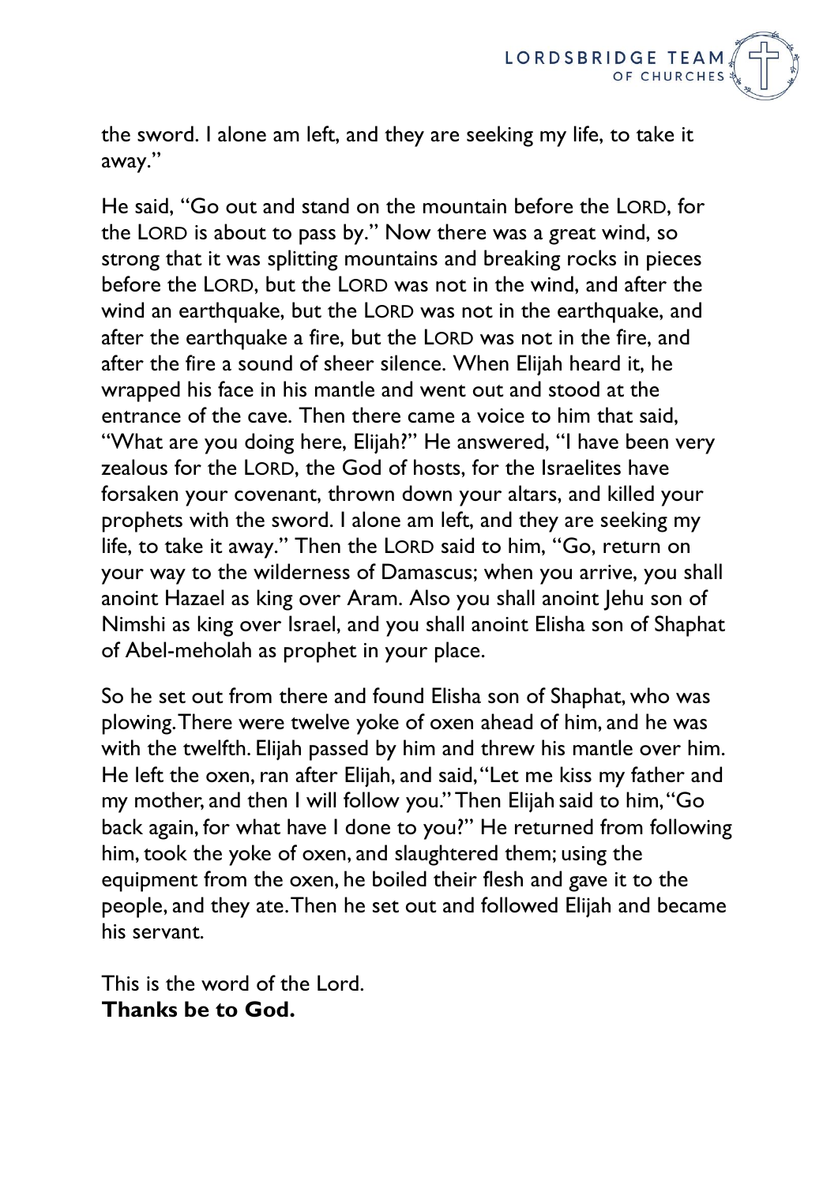the sword. I alone am left, and they are seeking my life, to take it away."

He said, "Go out and stand on the mountain before the LORD, for the LORD is about to pass by." Now there was a great wind, so strong that it was splitting mountains and breaking rocks in pieces before the LORD, but the LORD was not in the wind, and after the wind an earthquake, but the LORD was not in the earthquake, and after the earthquake a fire, but the LORD was not in the fire, and after the fire a sound of sheer silence. When Elijah heard it, he wrapped his face in his mantle and went out and stood at the entrance of the cave. Then there came a voice to him that said, "What are you doing here, Elijah?" He answered, "I have been very zealous for the LORD, the God of hosts, for the Israelites have forsaken your covenant, thrown down your altars, and killed your prophets with the sword. I alone am left, and they are seeking my life, to take it away." Then the LORD said to him, "Go, return on your way to the wilderness of Damascus; when you arrive, you shall anoint Hazael as king over Aram. Also you shall anoint Jehu son of Nimshi as king over Israel, and you shall anoint Elisha son of Shaphat of Abel-meholah as prophet in your place.

So he set out from there and found Elisha son of Shaphat, who was plowing. There were twelve yoke of oxen ahead of him, and he was with the twelfth. Elijah passed by him and threw his mantle over him. He left the oxen, ran after Elijah, and said, "Let me kiss my father and my mother, and then I will follow you." Then Elijah said to him, "Go back again, for what have I done to you?" He returned from following him, took the yoke of oxen, and slaughtered them; using the equipment from the oxen, he boiled their flesh and gave it to the people, and they ate. Then he set out and followed Elijah and became his servant.

This is the word of the Lord.
**Thanks be to God.**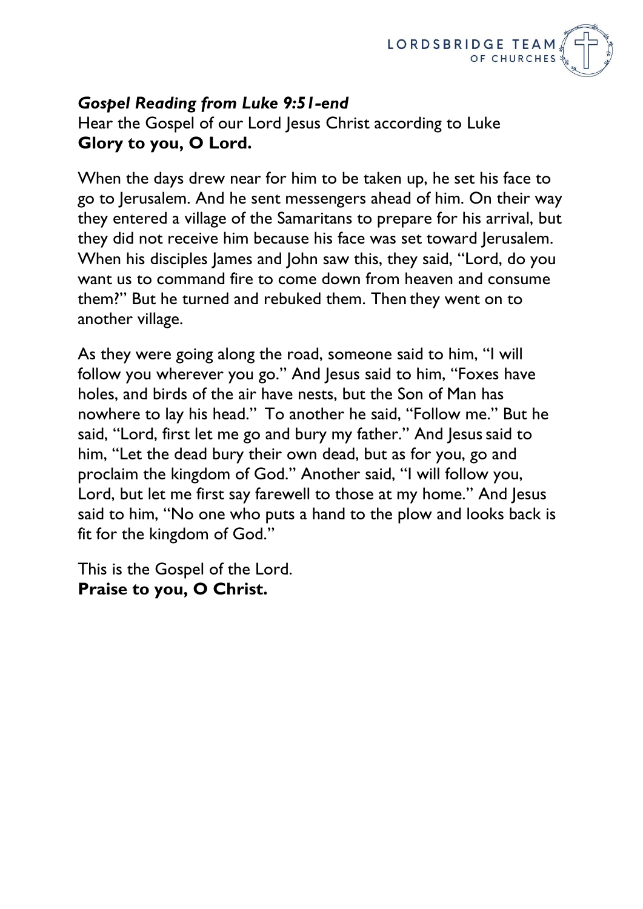***Gospel Reading from Luke 9:51-end***

Hear the Gospel of our Lord Jesus Christ according to Luke
**Glory to you, O Lord.**

When the days drew near for him to be taken up, he set his face to go to Jerusalem. And he sent messengers ahead of him. On their way they entered a village of the Samaritans to prepare for his arrival, but they did not receive him because his face was set toward Jerusalem. When his disciples James and John saw this, they said, "Lord, do you want us to command fire to come down from heaven and consume them?" But he turned and rebuked them. Then they went on to another village.

As they were going along the road, someone said to him, "I will follow you wherever you go." And Jesus said to him, "Foxes have holes, and birds of the air have nests, but the Son of Man has nowhere to lay his head." To another he said, "Follow me." But he said, "Lord, first let me go and bury my father." And Jesus said to him, "Let the dead bury their own dead, but as for you, go and proclaim the kingdom of God." Another said, "I will follow you, Lord, but let me first say farewell to those at my home." And Jesus said to him, "No one who puts a hand to the plow and looks back is fit for the kingdom of God."

This is the Gospel of the Lord.
**Praise to you, O Christ.**